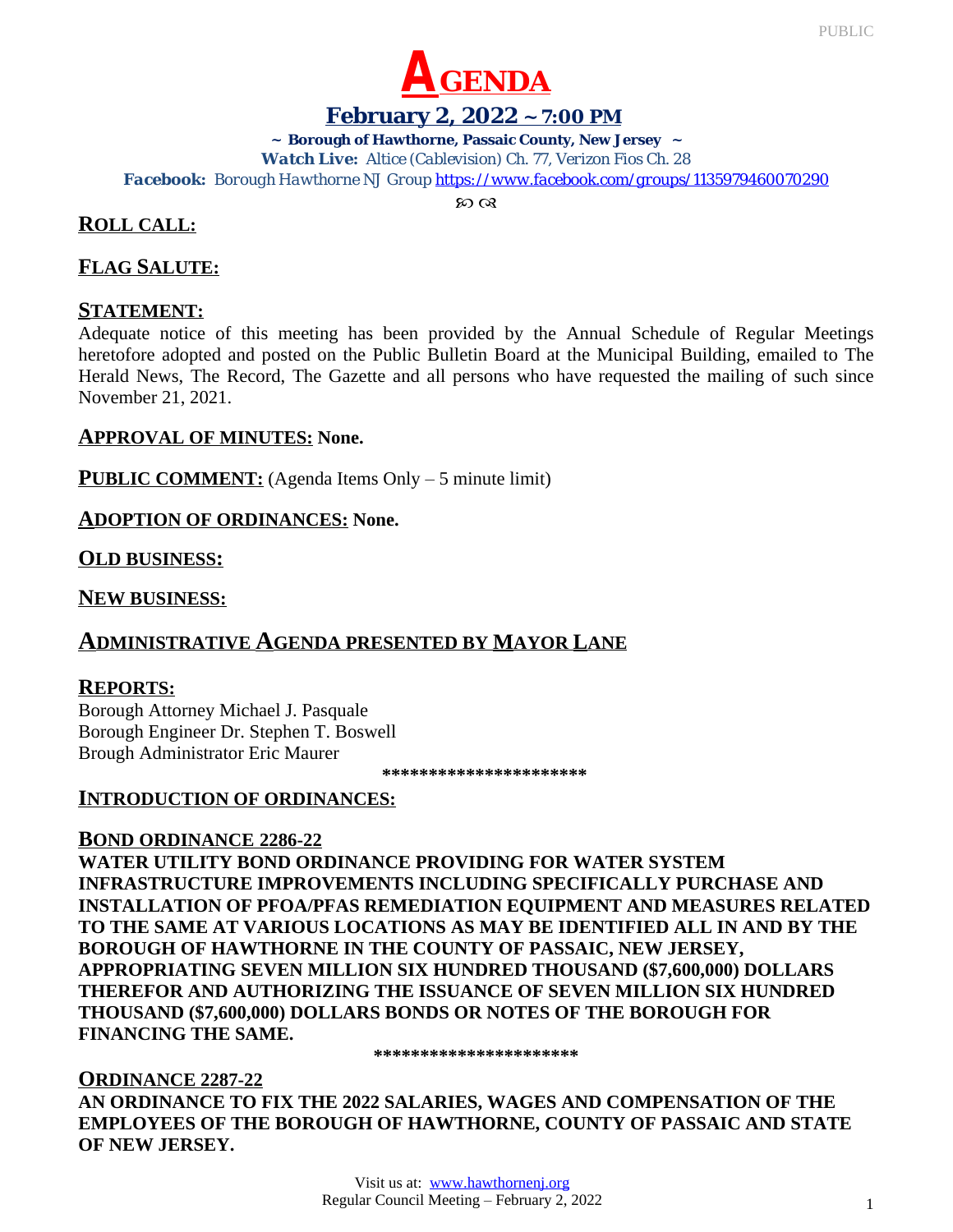# AGENDA

## February 2, 2022 ~ 7:00 PM

**~ Borough of Hawthorne, Passaic County, New Jersey ~**

***Watch Live:*** *Altice (Cablevision) Ch. 77, Verizon Fios Ch. 28*

***Facebook:*** *Borough Hawthorne NJ Group* https://www.facebook.com/groups/1135979460070290

## ROLL CALL:

## FLAG SALUTE:

## STATEMENT:

Adequate notice of this meeting has been provided by the Annual Schedule of Regular Meetings heretofore adopted and posted on the Public Bulletin Board at the Municipal Building, emailed to The Herald News, The Record, The Gazette and all persons who have requested the mailing of such since November 21, 2021.

**APPROVAL OF MINUTES:** **None.**

**PUBLIC COMMENT:** (Agenda Items Only – 5 minute limit)

**ADOPTION OF ORDINANCES:** **None.**

## OLD BUSINESS:

## NEW BUSINESS:

## ADMINISTRATIVE AGENDA PRESENTED BY MAYOR LANE

## REPORTS:

Borough Attorney Michael J. Pasquale
Borough Engineer Dr. Stephen T. Boswell
Brough Administrator Eric Maurer

**********************

## INTRODUCTION OF ORDINANCES:

### BOND ORDINANCE 2286-22

**WATER UTILITY BOND ORDINANCE PROVIDING FOR WATER SYSTEM INFRASTRUCTURE IMPROVEMENTS INCLUDING SPECIFICALLY PURCHASE AND INSTALLATION OF PFOA/PFAS REMEDIATION EQUIPMENT AND MEASURES RELATED TO THE SAME AT VARIOUS LOCATIONS AS MAY BE IDENTIFIED ALL IN AND BY THE BOROUGH OF HAWTHORNE IN THE COUNTY OF PASSAIC, NEW JERSEY, APPROPRIATING SEVEN MILLION SIX HUNDRED THOUSAND ($7,600,000) DOLLARS THEREFOR AND AUTHORIZING THE ISSUANCE OF SEVEN MILLION SIX HUNDRED THOUSAND ($7,600,000) DOLLARS BONDS OR NOTES OF THE BOROUGH FOR FINANCING THE SAME.**

**********************

### ORDINANCE 2287-22

**AN ORDINANCE TO FIX THE 2022 SALARIES, WAGES AND COMPENSATION OF THE EMPLOYEES OF THE BOROUGH OF HAWTHORNE, COUNTY OF PASSAIC AND STATE OF NEW JERSEY.**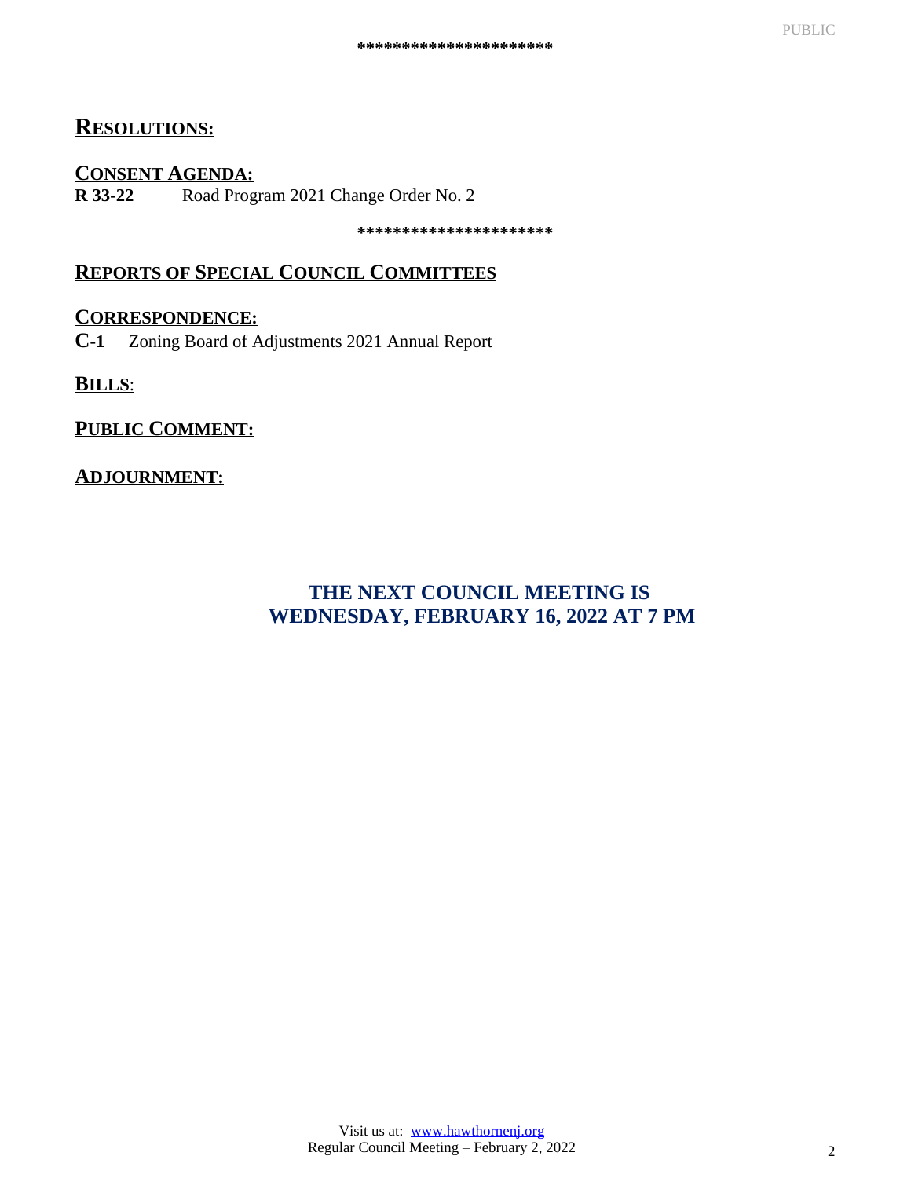*********************

## RESOLUTIONS:

### CONSENT AGENDA:

**R 33-22** Road Program 2021 Change Order No. 2

*********************

## REPORTS OF SPECIAL COUNCIL COMMITTEES

## CORRESPONDENCE:

**C-1** Zoning Board of Adjustments 2021 Annual Report

## BILLS:

## PUBLIC COMMENT:

## ADJOURNMENT:

**THE NEXT COUNCIL MEETING IS WEDNESDAY, FEBRUARY 16, 2022 AT 7 PM**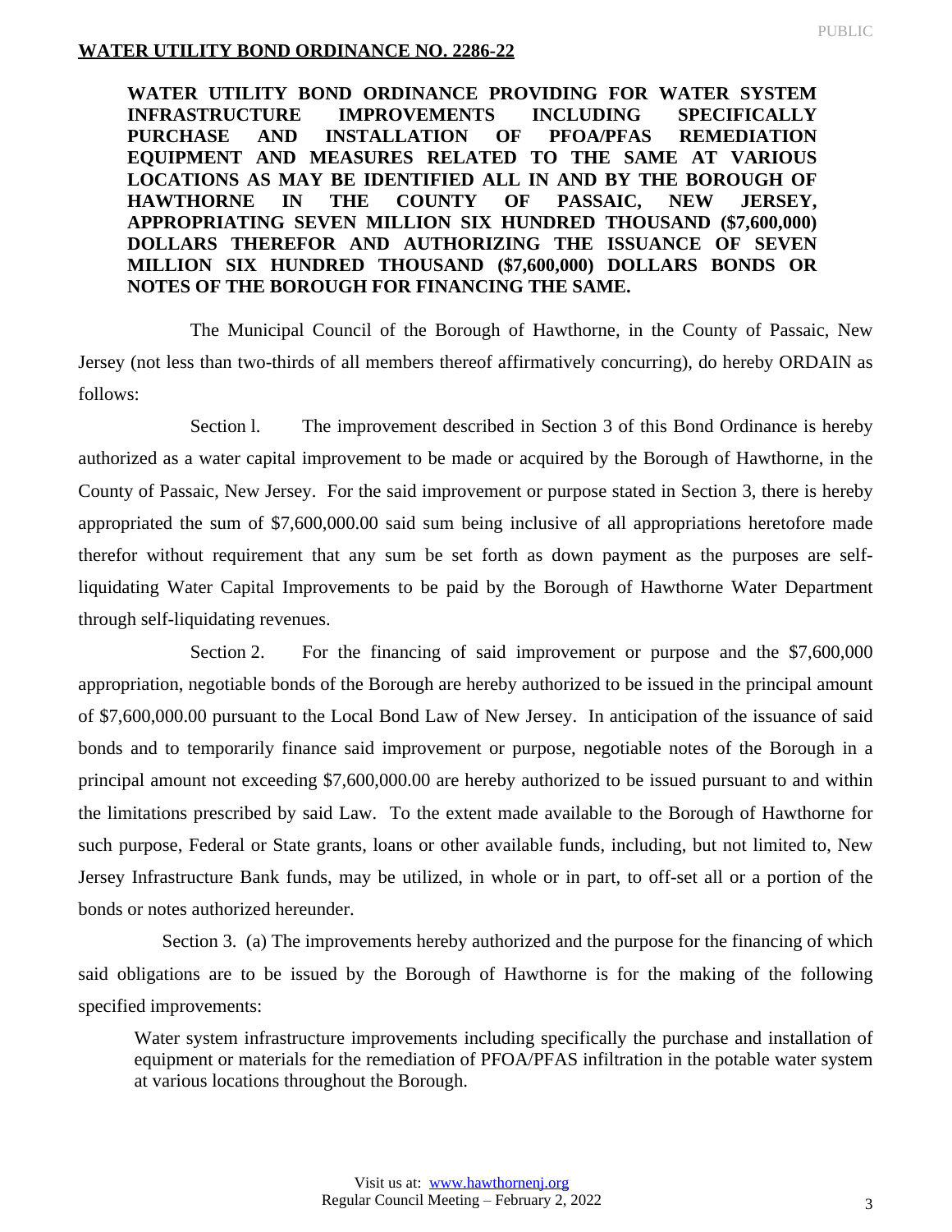**WATER UTILITY BOND ORDINANCE NO. 2286-22**

**WATER UTILITY BOND ORDINANCE PROVIDING FOR WATER SYSTEM INFRASTRUCTURE IMPROVEMENTS INCLUDING SPECIFICALLY PURCHASE AND INSTALLATION OF PFOA/PFAS REMEDIATION EQUIPMENT AND MEASURES RELATED TO THE SAME AT VARIOUS LOCATIONS AS MAY BE IDENTIFIED ALL IN AND BY THE BOROUGH OF HAWTHORNE IN THE COUNTY OF PASSAIC, NEW JERSEY, APPROPRIATING SEVEN MILLION SIX HUNDRED THOUSAND ($7,600,000) DOLLARS THEREFOR AND AUTHORIZING THE ISSUANCE OF SEVEN MILLION SIX HUNDRED THOUSAND ($7,600,000) DOLLARS BONDS OR NOTES OF THE BOROUGH FOR FINANCING THE SAME.**

The Municipal Council of the Borough of Hawthorne, in the County of Passaic, New Jersey (not less than two-thirds of all members thereof affirmatively concurring), do hereby ORDAIN as follows:

Section l. The improvement described in Section 3 of this Bond Ordinance is hereby authorized as a water capital improvement to be made or acquired by the Borough of Hawthorne, in the County of Passaic, New Jersey. For the said improvement or purpose stated in Section 3, there is hereby appropriated the sum of $7,600,000.00 said sum being inclusive of all appropriations heretofore made therefor without requirement that any sum be set forth as down payment as the purposes are self-liquidating Water Capital Improvements to be paid by the Borough of Hawthorne Water Department through self-liquidating revenues.

Section 2. For the financing of said improvement or purpose and the $7,600,000 appropriation, negotiable bonds of the Borough are hereby authorized to be issued in the principal amount of $7,600,000.00 pursuant to the Local Bond Law of New Jersey. In anticipation of the issuance of said bonds and to temporarily finance said improvement or purpose, negotiable notes of the Borough in a principal amount not exceeding $7,600,000.00 are hereby authorized to be issued pursuant to and within the limitations prescribed by said Law. To the extent made available to the Borough of Hawthorne for such purpose, Federal or State grants, loans or other available funds, including, but not limited to, New Jersey Infrastructure Bank funds, may be utilized, in whole or in part, to off-set all or a portion of the bonds or notes authorized hereunder.

Section 3. (a) The improvements hereby authorized and the purpose for the financing of which said obligations are to be issued by the Borough of Hawthorne is for the making of the following specified improvements:

> Water system infrastructure improvements including specifically the purchase and installation of equipment or materials for the remediation of PFOA/PFAS infiltration in the potable water system at various locations throughout the Borough.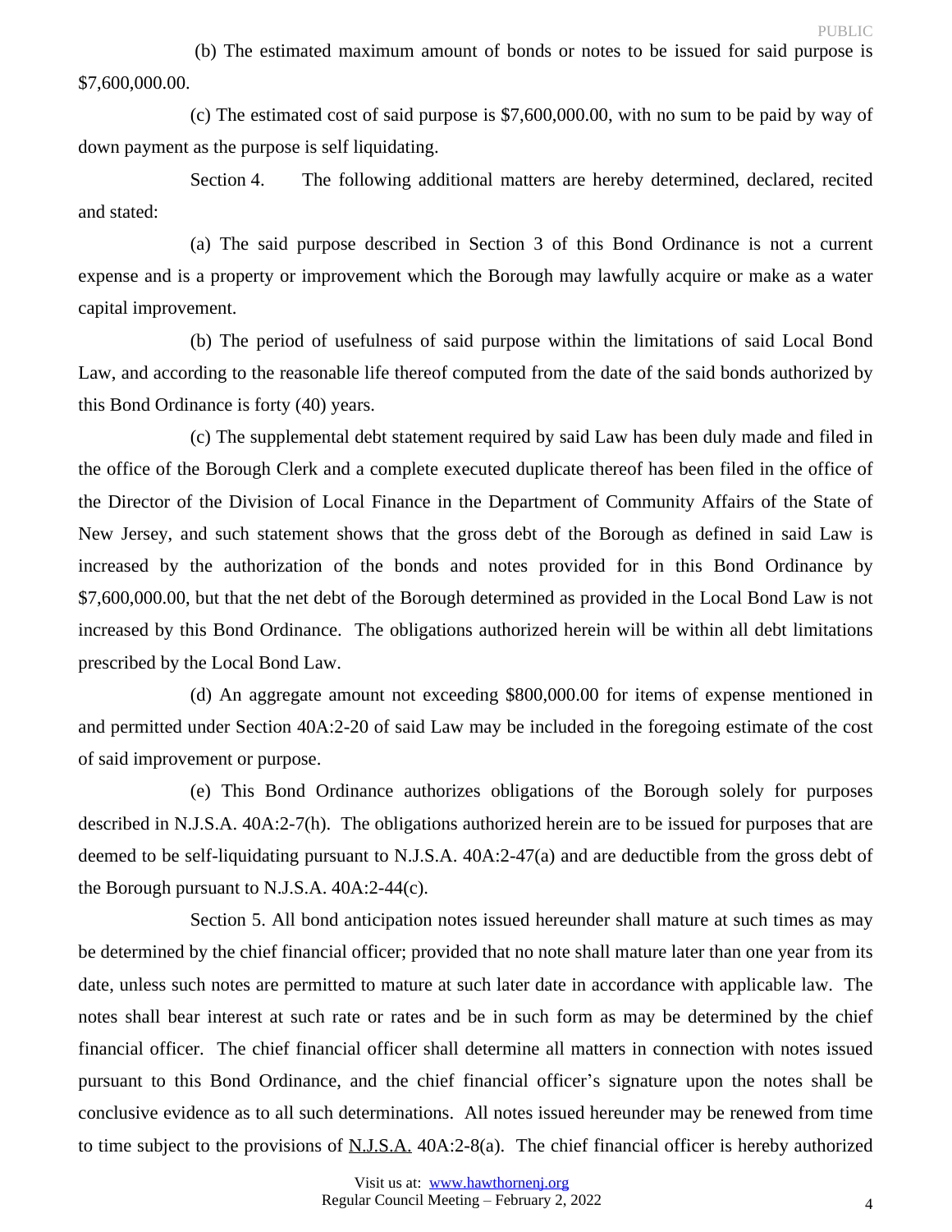(b) The estimated maximum amount of bonds or notes to be issued for said purpose is $7,600,000.00.

(c) The estimated cost of said purpose is $7,600,000.00, with no sum to be paid by way of down payment as the purpose is self liquidating.

Section 4. The following additional matters are hereby determined, declared, recited and stated:

(a) The said purpose described in Section 3 of this Bond Ordinance is not a current expense and is a property or improvement which the Borough may lawfully acquire or make as a water capital improvement.

(b) The period of usefulness of said purpose within the limitations of said Local Bond Law, and according to the reasonable life thereof computed from the date of the said bonds authorized by this Bond Ordinance is forty (40) years.

(c) The supplemental debt statement required by said Law has been duly made and filed in the office of the Borough Clerk and a complete executed duplicate thereof has been filed in the office of the Director of the Division of Local Finance in the Department of Community Affairs of the State of New Jersey, and such statement shows that the gross debt of the Borough as defined in said Law is increased by the authorization of the bonds and notes provided for in this Bond Ordinance by $7,600,000.00, but that the net debt of the Borough determined as provided in the Local Bond Law is not increased by this Bond Ordinance. The obligations authorized herein will be within all debt limitations prescribed by the Local Bond Law.

(d) An aggregate amount not exceeding $800,000.00 for items of expense mentioned in and permitted under Section 40A:2-20 of said Law may be included in the foregoing estimate of the cost of said improvement or purpose.

(e) This Bond Ordinance authorizes obligations of the Borough solely for purposes described in N.J.S.A. 40A:2-7(h). The obligations authorized herein are to be issued for purposes that are deemed to be self-liquidating pursuant to N.J.S.A. 40A:2-47(a) and are deductible from the gross debt of the Borough pursuant to N.J.S.A. 40A:2-44(c).

Section 5. All bond anticipation notes issued hereunder shall mature at such times as may be determined by the chief financial officer; provided that no note shall mature later than one year from its date, unless such notes are permitted to mature at such later date in accordance with applicable law. The notes shall bear interest at such rate or rates and be in such form as may be determined by the chief financial officer. The chief financial officer shall determine all matters in connection with notes issued pursuant to this Bond Ordinance, and the chief financial officer's signature upon the notes shall be conclusive evidence as to all such determinations. All notes issued hereunder may be renewed from time to time subject to the provisions of N.J.S.A. 40A:2-8(a). The chief financial officer is hereby authorized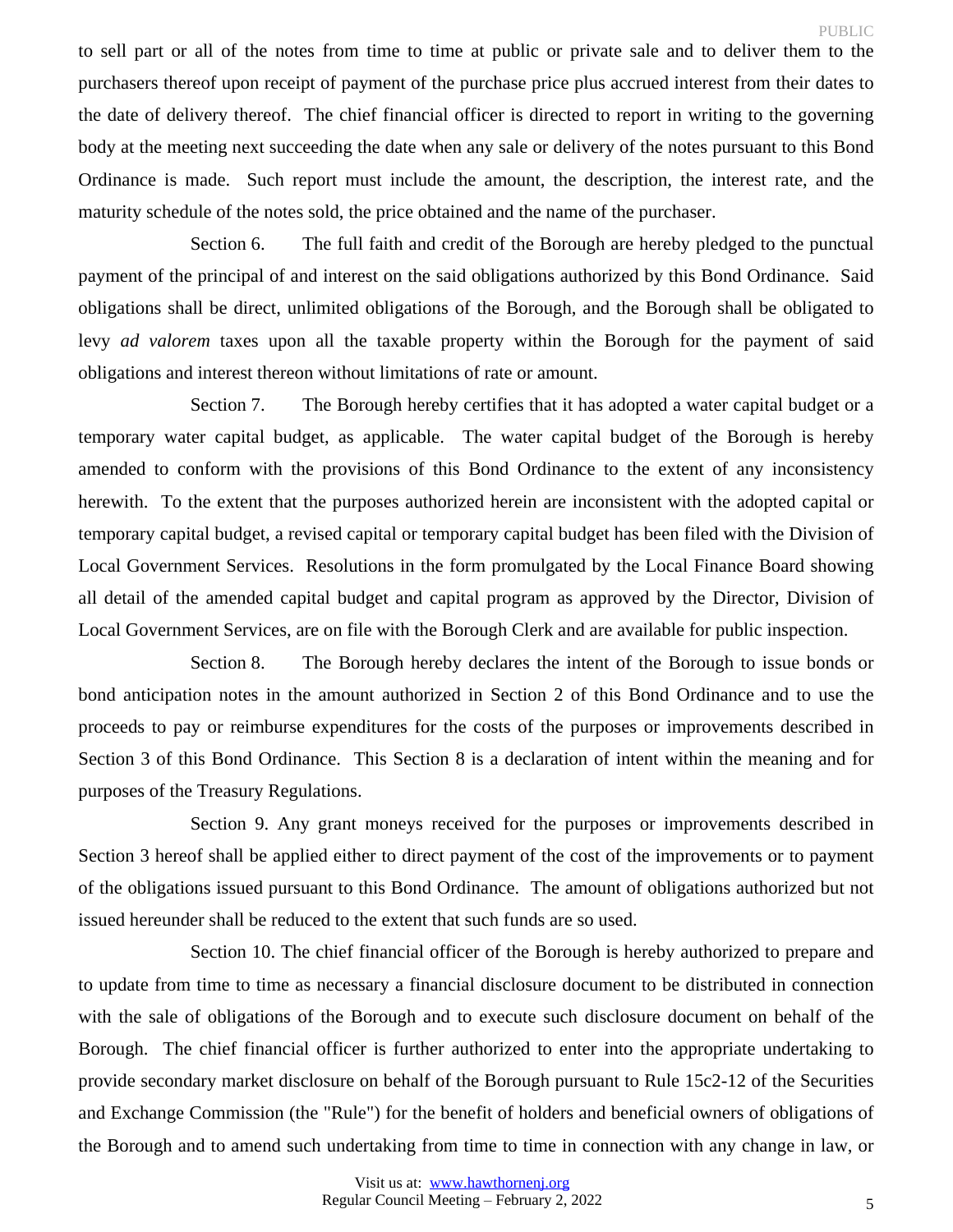to sell part or all of the notes from time to time at public or private sale and to deliver them to the purchasers thereof upon receipt of payment of the purchase price plus accrued interest from their dates to the date of delivery thereof. The chief financial officer is directed to report in writing to the governing body at the meeting next succeeding the date when any sale or delivery of the notes pursuant to this Bond Ordinance is made. Such report must include the amount, the description, the interest rate, and the maturity schedule of the notes sold, the price obtained and the name of the purchaser.

Section 6. The full faith and credit of the Borough are hereby pledged to the punctual payment of the principal of and interest on the said obligations authorized by this Bond Ordinance. Said obligations shall be direct, unlimited obligations of the Borough, and the Borough shall be obligated to levy *ad valorem* taxes upon all the taxable property within the Borough for the payment of said obligations and interest thereon without limitations of rate or amount.

Section 7. The Borough hereby certifies that it has adopted a water capital budget or a temporary water capital budget, as applicable. The water capital budget of the Borough is hereby amended to conform with the provisions of this Bond Ordinance to the extent of any inconsistency herewith. To the extent that the purposes authorized herein are inconsistent with the adopted capital or temporary capital budget, a revised capital or temporary capital budget has been filed with the Division of Local Government Services. Resolutions in the form promulgated by the Local Finance Board showing all detail of the amended capital budget and capital program as approved by the Director, Division of Local Government Services, are on file with the Borough Clerk and are available for public inspection.

Section 8. The Borough hereby declares the intent of the Borough to issue bonds or bond anticipation notes in the amount authorized in Section 2 of this Bond Ordinance and to use the proceeds to pay or reimburse expenditures for the costs of the purposes or improvements described in Section 3 of this Bond Ordinance. This Section 8 is a declaration of intent within the meaning and for purposes of the Treasury Regulations.

Section 9. Any grant moneys received for the purposes or improvements described in Section 3 hereof shall be applied either to direct payment of the cost of the improvements or to payment of the obligations issued pursuant to this Bond Ordinance. The amount of obligations authorized but not issued hereunder shall be reduced to the extent that such funds are so used.

Section 10. The chief financial officer of the Borough is hereby authorized to prepare and to update from time to time as necessary a financial disclosure document to be distributed in connection with the sale of obligations of the Borough and to execute such disclosure document on behalf of the Borough. The chief financial officer is further authorized to enter into the appropriate undertaking to provide secondary market disclosure on behalf of the Borough pursuant to Rule 15c2-12 of the Securities and Exchange Commission (the "Rule") for the benefit of holders and beneficial owners of obligations of the Borough and to amend such undertaking from time to time in connection with any change in law, or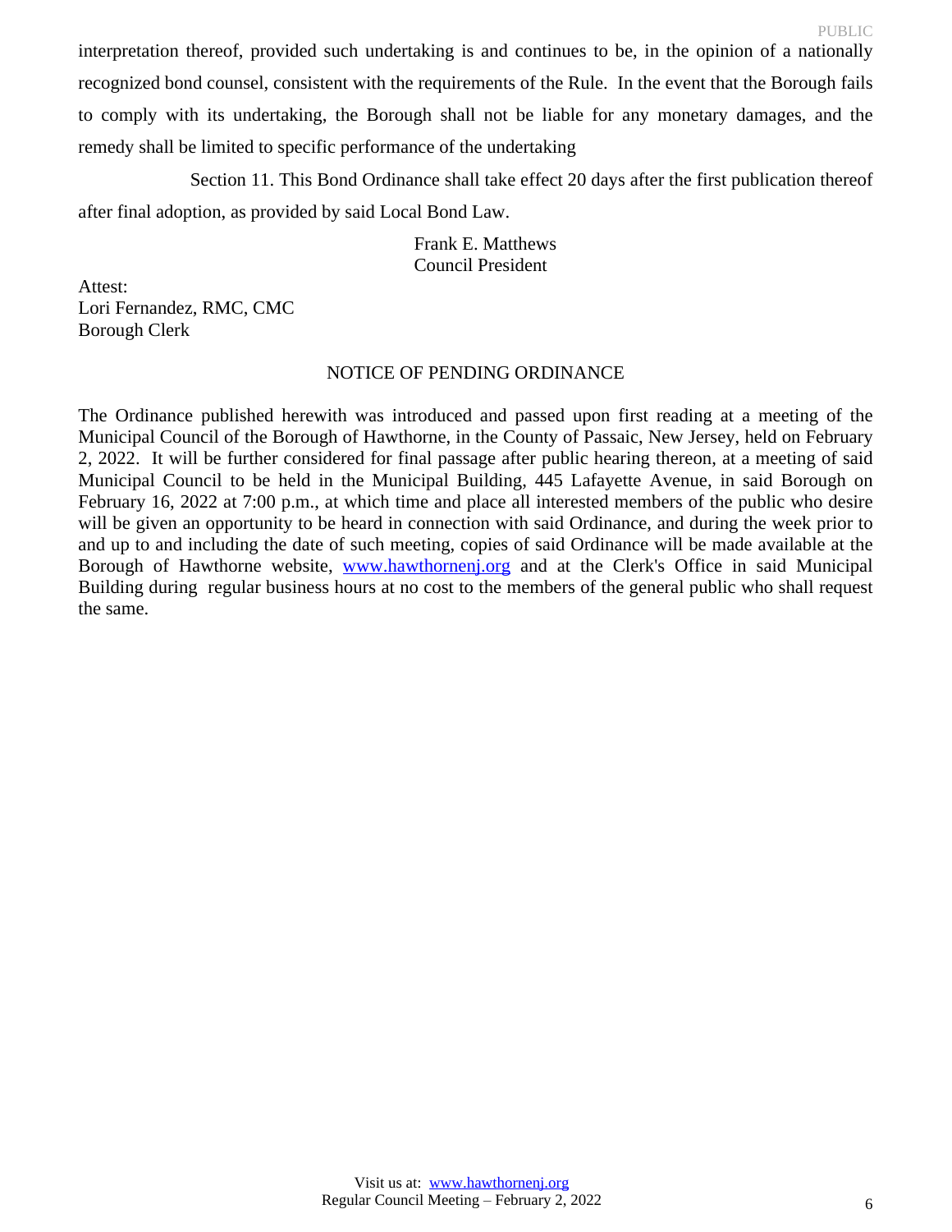interpretation thereof, provided such undertaking is and continues to be, in the opinion of a nationally recognized bond counsel, consistent with the requirements of the Rule. In the event that the Borough fails to comply with its undertaking, the Borough shall not be liable for any monetary damages, and the remedy shall be limited to specific performance of the undertaking

Section 11. This Bond Ordinance shall take effect 20 days after the first publication thereof after final adoption, as provided by said Local Bond Law.

Frank E. Matthews
Council President

Attest:
Lori Fernandez, RMC, CMC
Borough Clerk

NOTICE OF PENDING ORDINANCE

The Ordinance published herewith was introduced and passed upon first reading at a meeting of the Municipal Council of the Borough of Hawthorne, in the County of Passaic, New Jersey, held on February 2, 2022. It will be further considered for final passage after public hearing thereon, at a meeting of said Municipal Council to be held in the Municipal Building, 445 Lafayette Avenue, in said Borough on February 16, 2022 at 7:00 p.m., at which time and place all interested members of the public who desire will be given an opportunity to be heard in connection with said Ordinance, and during the week prior to and up to and including the date of such meeting, copies of said Ordinance will be made available at the Borough of Hawthorne website, www.hawthornenj.org and at the Clerk's Office in said Municipal Building during regular business hours at no cost to the members of the general public who shall request the same.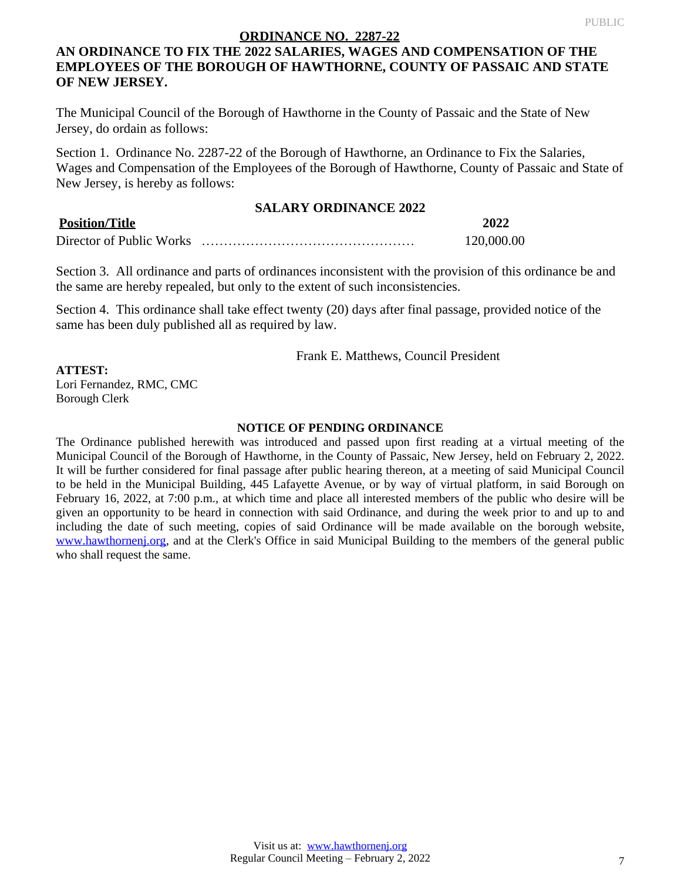## ORDINANCE NO. 2287-22

**AN ORDINANCE TO FIX THE 2022 SALARIES, WAGES AND COMPENSATION OF THE EMPLOYEES OF THE BOROUGH OF HAWTHORNE, COUNTY OF PASSAIC AND STATE OF NEW JERSEY.**

The Municipal Council of the Borough of Hawthorne in the County of Passaic and the State of New Jersey, do ordain as follows:

Section 1. Ordinance No. 2287-22 of the Borough of Hawthorne, an Ordinance to Fix the Salaries, Wages and Compensation of the Employees of the Borough of Hawthorne, County of Passaic and State of New Jersey, is hereby as follows:

**SALARY ORDINANCE 2022**

| Position/Title | 2022 |
|---|---|
| Director of Public Works ………………………………………… | 120,000.00 |

Section 3. All ordinance and parts of ordinances inconsistent with the provision of this ordinance be and the same are hereby repealed, but only to the extent of such inconsistencies.

Section 4. This ordinance shall take effect twenty (20) days after final passage, provided notice of the same has been duly published all as required by law.

Frank E. Matthews, Council President

**ATTEST:**
Lori Fernandez, RMC, CMC
Borough Clerk

**NOTICE OF PENDING ORDINANCE**

The Ordinance published herewith was introduced and passed upon first reading at a virtual meeting of the Municipal Council of the Borough of Hawthorne, in the County of Passaic, New Jersey, held on February 2, 2022. It will be further considered for final passage after public hearing thereon, at a meeting of said Municipal Council to be held in the Municipal Building, 445 Lafayette Avenue, or by way of virtual platform, in said Borough on February 16, 2022, at 7:00 p.m., at which time and place all interested members of the public who desire will be given an opportunity to be heard in connection with said Ordinance, and during the week prior to and up to and including the date of such meeting, copies of said Ordinance will be made available on the borough website, www.hawthornenj.org, and at the Clerk's Office in said Municipal Building to the members of the general public who shall request the same.